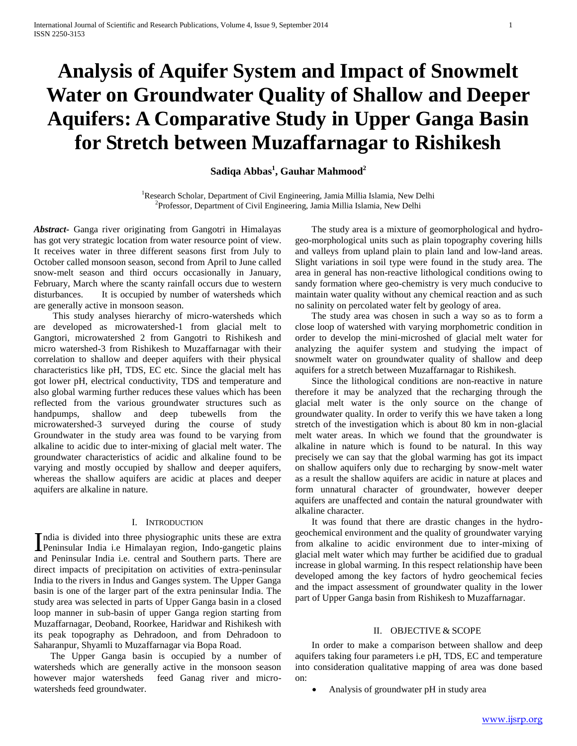# Analysis of Aquifer System and Impact of Snowmelt Water on Groundwater Quality of Shallow and Deeper Aquifers: A Comparative Study in Upper Ganga Basin for Stretch between Muzaffarnagar to Rishikesh

**Sadiqa Abbas[1], Gauhar Mahmood[2]**

[1]Research Scholar, Department of Civil Engineering, Jamia Millia Islamia, New Delhi
[2]Professor, Department of Civil Engineering, Jamia Millia Islamia, New Delhi

***Abstract-*** Ganga river originating from Gangotri in Himalayas has got very strategic location from water resource point of view. It receives water in three different seasons first from July to October called monsoon season, second from April to June called snow-melt season and third occurs occasionally in January, February, March where the scanty rainfall occurs due to western disturbances. It is occupied by number of watersheds which are generally active in monsoon season.

This study analyses hierarchy of micro-watersheds which are developed as microwatershed-1 from glacial melt to Gangtori, microwatershed 2 from Gangotri to Rishikesh and micro watershed-3 from Rishikesh to Muzaffarnagar with their correlation to shallow and deeper aquifers with their physical characteristics like pH, TDS, EC etc. Since the glacial melt has got lower pH, electrical conductivity, TDS and temperature and also global warming further reduces these values which has been reflected from the various groundwater structures such as handpumps, shallow and deep tubewells from the microwatershed-3 surveyed during the course of study Groundwater in the study area was found to be varying from alkaline to acidic due to inter-mixing of glacial melt water. The groundwater characteristics of acidic and alkaline found to be varying and mostly occupied by shallow and deeper aquifers, whereas the shallow aquifers are acidic at places and deeper aquifers are alkaline in nature.

## I. Introduction

India is divided into three physiographic units these are extra Peninsular India i.e Himalayan region, Indo-gangetic plains and Peninsular India i.e. central and Southern parts. There are direct impacts of precipitation on activities of extra-peninsular India to the rivers in Indus and Ganges system. The Upper Ganga basin is one of the larger part of the extra peninsular India. The study area was selected in parts of Upper Ganga basin in a closed loop manner in sub-basin of upper Ganga region starting from Muzaffarnagar, Deoband, Roorkee, Haridwar and Rishikesh with its peak topography as Dehradoon, and from Dehradoon to Saharanpur, Shyamli to Muzaffarnagar via Bopa Road.

The Upper Ganga basin is occupied by a number of watersheds which are generally active in the monsoon season however major watersheds feed Ganag river and micro-watersheds feed groundwater.

The study area is a mixture of geomorphological and hydro-geo-morphological units such as plain topography covering hills and valleys from upland plain to plain land and low-land areas. Slight variations in soil type were found in the study area. The area in general has non-reactive lithological conditions owing to sandy formation where geo-chemistry is very much conducive to maintain water quality without any chemical reaction and as such no salinity on percolated water felt by geology of area.

The study area was chosen in such a way so as to form a close loop of watershed with varying morphometric condition in order to develop the mini-microshed of glacial melt water for analyzing the aquifer system and studying the impact of snowmelt water on groundwater quality of shallow and deep aquifers for a stretch between Muzaffarnagar to Rishikesh.

Since the lithological conditions are non-reactive in nature therefore it may be analyzed that the recharging through the glacial melt water is the only source on the change of groundwater quality. In order to verify this we have taken a long stretch of the investigation which is about 80 km in non-glacial melt water areas. In which we found that the groundwater is alkaline in nature which is found to be natural. In this way precisely we can say that the global warming has got its impact on shallow aquifers only due to recharging by snow-melt water as a result the shallow aquifers are acidic in nature at places and form unnatural character of groundwater, however deeper aquifers are unaffected and contain the natural groundwater with alkaline character.

It was found that there are drastic changes in the hydro-geochemical environment and the quality of groundwater varying from alkaline to acidic environment due to inter-mixing of glacial melt water which may further be acidified due to gradual increase in global warming. In this respect relationship have been developed among the key factors of hydro geochemical fecies and the impact assessment of groundwater quality in the lower part of Upper Ganga basin from Rishikesh to Muzaffarnagar.

## II. Objective & Scope

In order to make a comparison between shallow and deep aquifers taking four parameters i.e pH, TDS, EC and temperature into consideration qualitative mapping of area was done based on:

- Analysis of groundwater pH in study area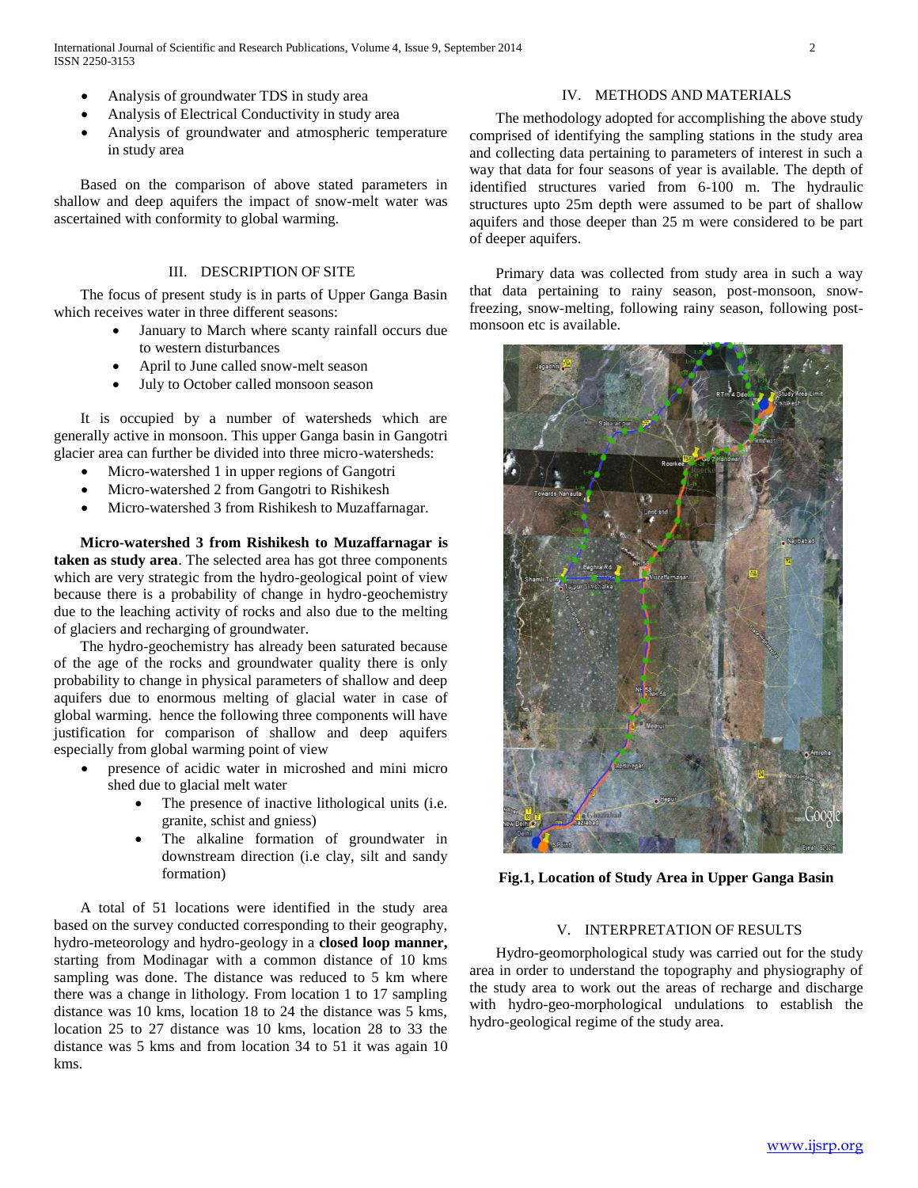- Analysis of groundwater TDS in study area
- Analysis of Electrical Conductivity in study area
- Analysis of groundwater and atmospheric temperature in study area

Based on the comparison of above stated parameters in shallow and deep aquifers the impact of snow-melt water was ascertained with conformity to global warming.

## III. DESCRIPTION OF SITE

The focus of present study is in parts of Upper Ganga Basin which receives water in three different seasons:

- January to March where scanty rainfall occurs due to western disturbances
- April to June called snow-melt season
- July to October called monsoon season

It is occupied by a number of watersheds which are generally active in monsoon. This upper Ganga basin in Gangotri glacier area can further be divided into three micro-watersheds:

- Micro-watershed 1 in upper regions of Gangotri
- Micro-watershed 2 from Gangotri to Rishikesh
- Micro-watershed 3 from Rishikesh to Muzaffarnagar.

**Micro-watershed 3 from Rishikesh to Muzaffarnagar is taken as study area**. The selected area has got three components which are very strategic from the hydro-geological point of view because there is a probability of change in hydro-geochemistry due to the leaching activity of rocks and also due to the melting of glaciers and recharging of groundwater.

The hydro-geochemistry has already been saturated because of the age of the rocks and groundwater quality there is only probability to change in physical parameters of shallow and deep aquifers due to enormous melting of glacial water in case of global warming. hence the following three components will have justification for comparison of shallow and deep aquifers especially from global warming point of view

- presence of acidic water in microshed and mini micro shed due to glacial melt water
  - The presence of inactive lithological units (i.e. granite, schist and gniess)
  - The alkaline formation of groundwater in downstream direction (i.e clay, silt and sandy formation)

A total of 51 locations were identified in the study area based on the survey conducted corresponding to their geography, hydro-meteorology and hydro-geology in a **closed loop manner,** starting from Modinagar with a common distance of 10 kms sampling was done. The distance was reduced to 5 km where there was a change in lithology. From location 1 to 17 sampling distance was 10 kms, location 18 to 24 the distance was 5 kms, location 25 to 27 distance was 10 kms, location 28 to 33 the distance was 5 kms and from location 34 to 51 it was again 10 kms.

## IV. METHODS AND MATERIALS

The methodology adopted for accomplishing the above study comprised of identifying the sampling stations in the study area and collecting data pertaining to parameters of interest in such a way that data for four seasons of year is available. The depth of identified structures varied from 6-100 m. The hydraulic structures upto 25m depth were assumed to be part of shallow aquifers and those deeper than 25 m were considered to be part of deeper aquifers.

Primary data was collected from study area in such a way that data pertaining to rainy season, post-monsoon, snow-freezing, snow-melting, following rainy season, following post-monsoon etc is available.

**Fig.1, Location of Study Area in Upper Ganga Basin**

## V. INTERPRETATION OF RESULTS

Hydro-geomorphological study was carried out for the study area in order to understand the topography and physiography of the study area to work out the areas of recharge and discharge with hydro-geo-morphological undulations to establish the hydro-geological regime of the study area.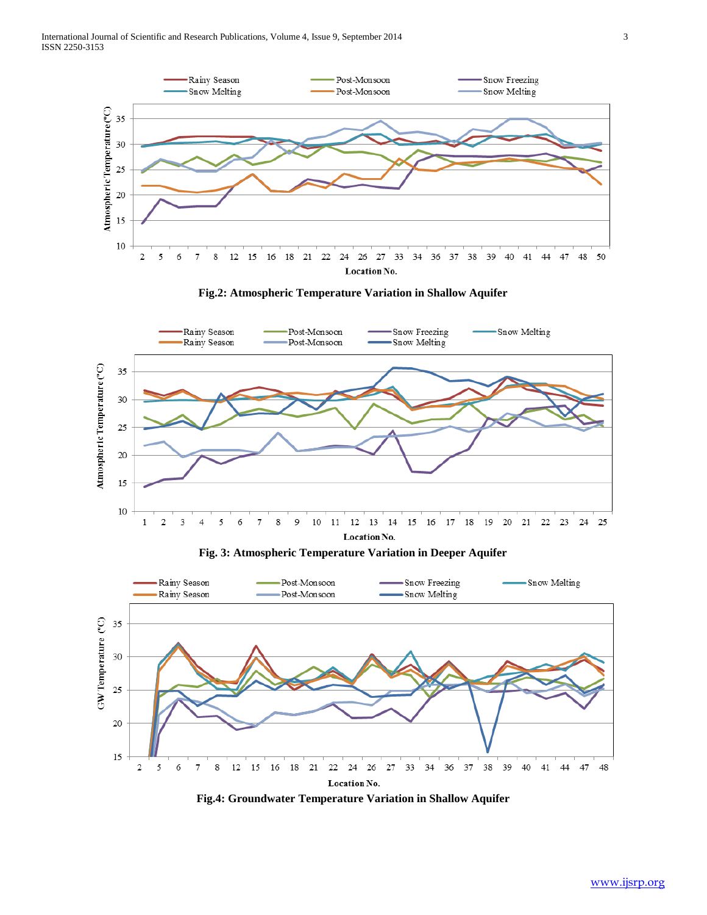Fig.2: Atmospheric Temperature Variation in Shallow Aquifer

Fig. 3: Atmospheric Temperature Variation in Deeper Aquifer

Fig.4: Groundwater Temperature Variation in Shallow Aquifer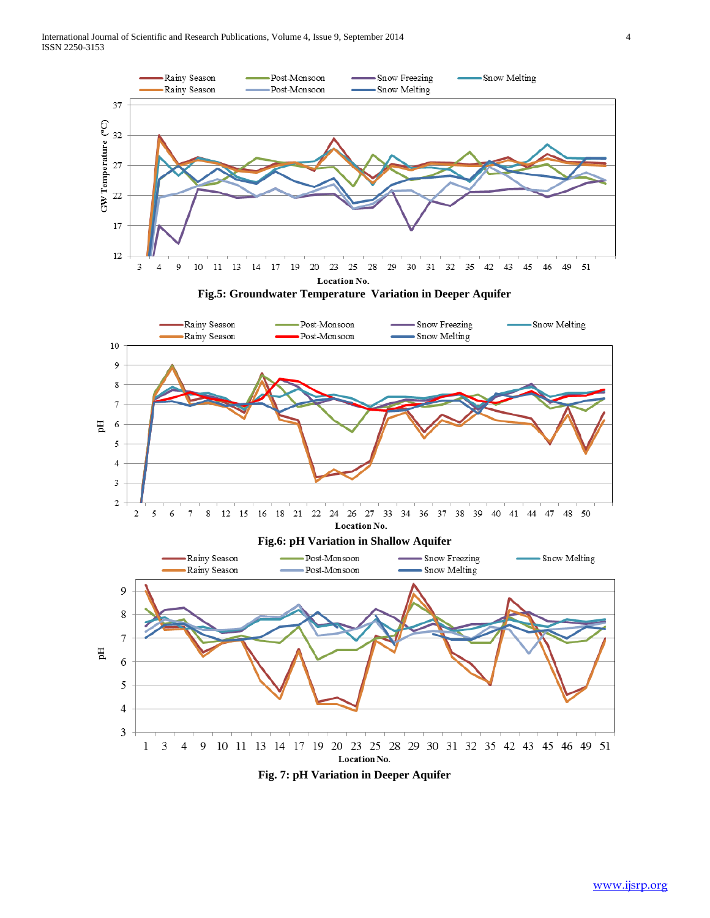Fig.5: Groundwater Temperature Variation in Deeper Aquifer

Fig.6: pH Variation in Shallow Aquifer

Fig. 7: pH Variation in Deeper Aquifer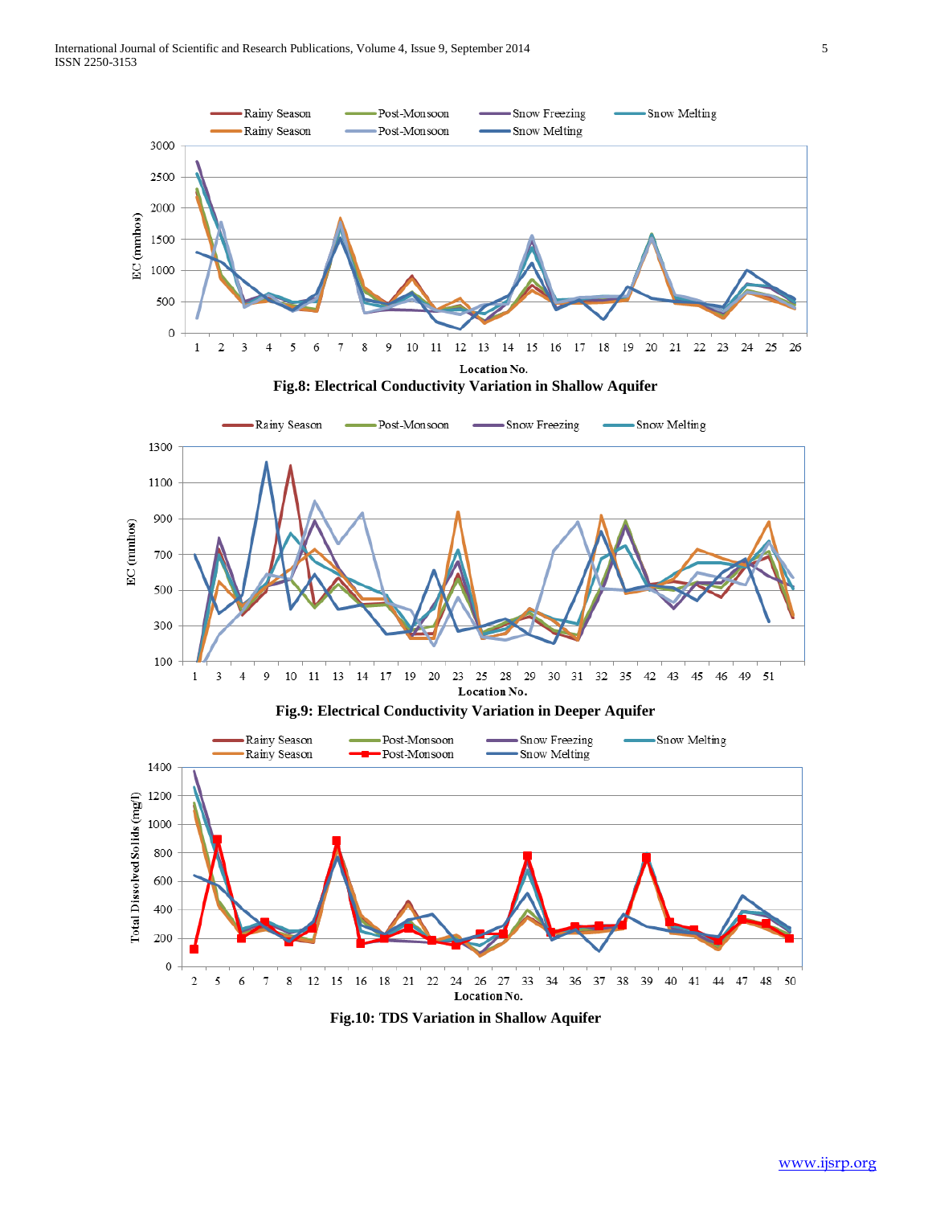Rainy Season, Post-Monsoon, Snow Freezing, Snow Melting, Rainy Season, Post-Monsoon, Snow Melting

EC (mmhos)

Location No.

**Fig.8: Electrical Conductivity Variation in Shallow Aquifer**

Rainy Season, Post-Monsoon, Snow Freezing, Snow Melting

EC (mmhos)

Location No.

**Fig.9: Electrical Conductivity Variation in Deeper Aquifer**

Rainy Season, Post-Monsoon, Snow Freezing, Snow Melting, Rainy Season, Post-Monsoon, Snow Melting

Total Dissolved Solids (mg/l)

Location No.

**Fig.10: TDS Variation in Shallow Aquifer**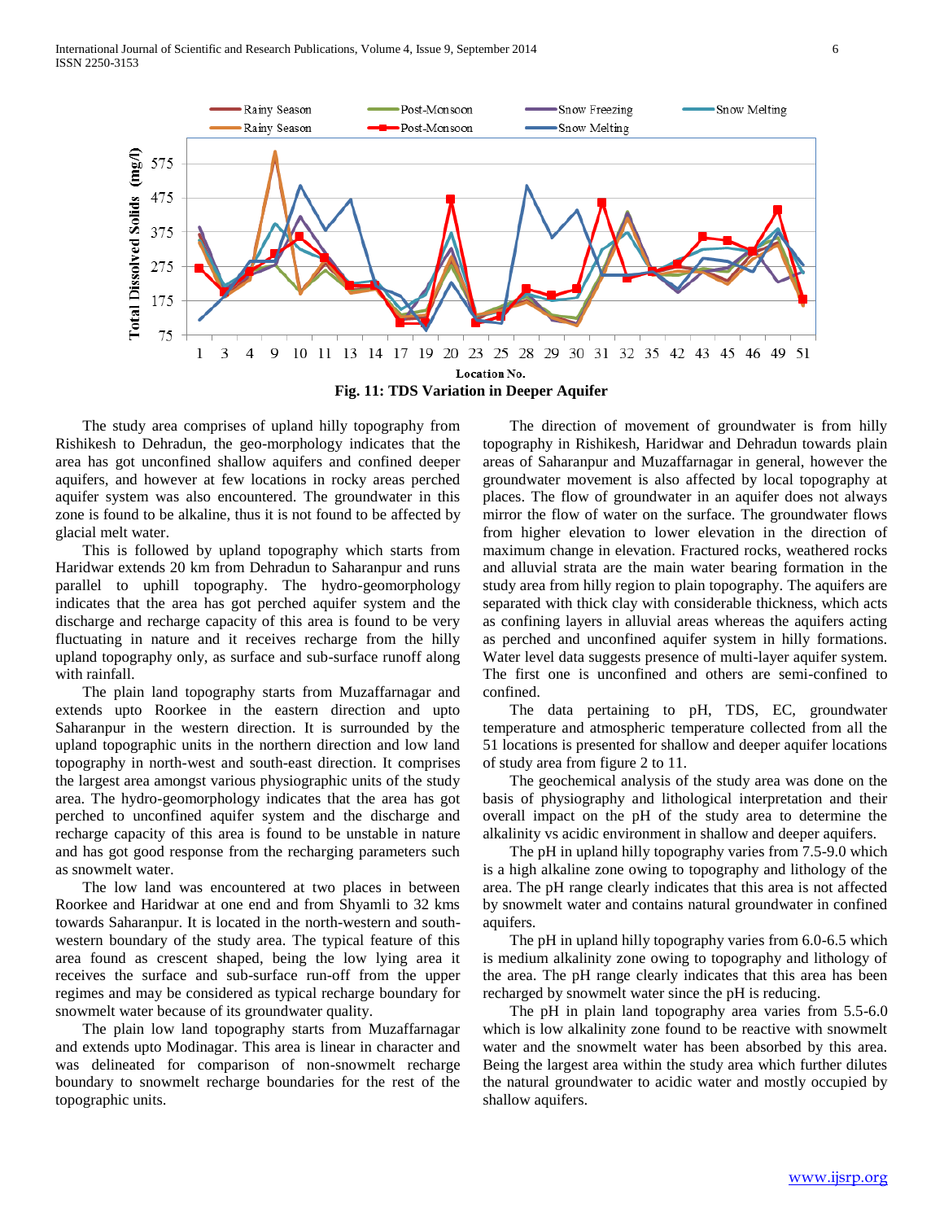Fig. 11: TDS Variation in Deeper Aquifer

The study area comprises of upland hilly topography from Rishikesh to Dehradun, the geo-morphology indicates that the area has got unconfined shallow aquifers and confined deeper aquifers, and however at few locations in rocky areas perched aquifer system was also encountered. The groundwater in this zone is found to be alkaline, thus it is not found to be affected by glacial melt water.

This is followed by upland topography which starts from Haridwar extends 20 km from Dehradun to Saharanpur and runs parallel to uphill topography. The hydro-geomorphology indicates that the area has got perched aquifer system and the discharge and recharge capacity of this area is found to be very fluctuating in nature and it receives recharge from the hilly upland topography only, as surface and sub-surface runoff along with rainfall.

The plain land topography starts from Muzaffarnagar and extends upto Roorkee in the eastern direction and upto Saharanpur in the western direction. It is surrounded by the upland topographic units in the northern direction and low land topography in north-west and south-east direction. It comprises the largest area amongst various physiographic units of the study area. The hydro-geomorphology indicates that the area has got perched to unconfined aquifer system and the discharge and recharge capacity of this area is found to be unstable in nature and has got good response from the recharging parameters such as snowmelt water.

The low land was encountered at two places in between Roorkee and Haridwar at one end and from Shyamli to 32 kms towards Saharanpur. It is located in the north-western and south-western boundary of the study area. The typical feature of this area found as crescent shaped, being the low lying area it receives the surface and sub-surface run-off from the upper regimes and may be considered as typical recharge boundary for snowmelt water because of its groundwater quality.

The plain low land topography starts from Muzaffarnagar and extends upto Modinagar. This area is linear in character and was delineated for comparison of non-snowmelt recharge boundary to snowmelt recharge boundaries for the rest of the topographic units.

The direction of movement of groundwater is from hilly topography in Rishikesh, Haridwar and Dehradun towards plain areas of Saharanpur and Muzaffarnagar in general, however the groundwater movement is also affected by local topography at places. The flow of groundwater in an aquifer does not always mirror the flow of water on the surface. The groundwater flows from higher elevation to lower elevation in the direction of maximum change in elevation. Fractured rocks, weathered rocks and alluvial strata are the main water bearing formation in the study area from hilly region to plain topography. The aquifers are separated with thick clay with considerable thickness, which acts as confining layers in alluvial areas whereas the aquifers acting as perched and unconfined aquifer system in hilly formations. Water level data suggests presence of multi-layer aquifer system. The first one is unconfined and others are semi-confined to confined.

The data pertaining to pH, TDS, EC, groundwater temperature and atmospheric temperature collected from all the 51 locations is presented for shallow and deeper aquifer locations of study area from figure 2 to 11.

The geochemical analysis of the study area was done on the basis of physiography and lithological interpretation and their overall impact on the pH of the study area to determine the alkalinity vs acidic environment in shallow and deeper aquifers.

The pH in upland hilly topography varies from 7.5-9.0 which is a high alkaline zone owing to topography and lithology of the area. The pH range clearly indicates that this area is not affected by snowmelt water and contains natural groundwater in confined aquifers.

The pH in upland hilly topography varies from 6.0-6.5 which is medium alkalinity zone owing to topography and lithology of the area. The pH range clearly indicates that this area has been recharged by snowmelt water since the pH is reducing.

The pH in plain land topography area varies from 5.5-6.0 which is low alkalinity zone found to be reactive with snowmelt water and the snowmelt water has been absorbed by this area. Being the largest area within the study area which further dilutes the natural groundwater to acidic water and mostly occupied by shallow aquifers.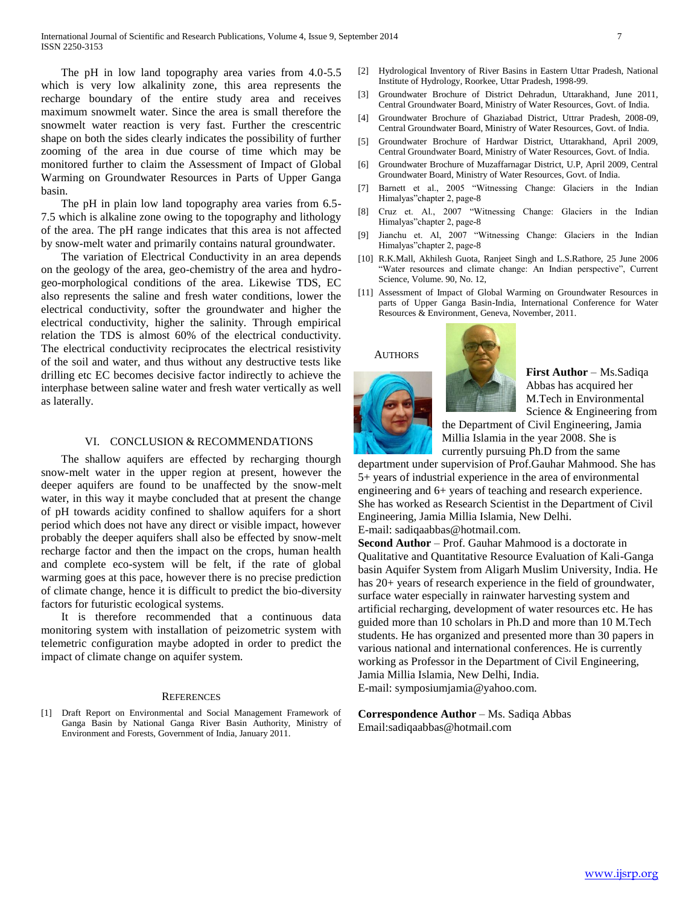The pH in low land topography area varies from 4.0-5.5 which is very low alkalinity zone, this area represents the recharge boundary of the entire study area and receives maximum snowmelt water. Since the area is small therefore the snowmelt water reaction is very fast. Further the crescentric shape on both the sides clearly indicates the possibility of further zooming of the area in due course of time which may be monitored further to claim the Assessment of Impact of Global Warming on Groundwater Resources in Parts of Upper Ganga basin.

The pH in plain low land topography area varies from 6.5-7.5 which is alkaline zone owing to the topography and lithology of the area. The pH range indicates that this area is not affected by snow-melt water and primarily contains natural groundwater.

The variation of Electrical Conductivity in an area depends on the geology of the area, geo-chemistry of the area and hydro-geo-morphological conditions of the area. Likewise TDS, EC also represents the saline and fresh water conditions, lower the electrical conductivity, softer the groundwater and higher the electrical conductivity, higher the salinity. Through empirical relation the TDS is almost 60% of the electrical conductivity. The electrical conductivity reciprocates the electrical resistivity of the soil and water, and thus without any destructive tests like drilling etc EC becomes decisive factor indirectly to achieve the interphase between saline water and fresh water vertically as well as laterally.

## VI. CONCLUSION & RECOMMENDATIONS

The shallow aquifers are effected by recharging thourgh snow-melt water in the upper region at present, however the deeper aquifers are found to be unaffected by the snow-melt water, in this way it maybe concluded that at present the change of pH towards acidity confined to shallow aquifers for a short period which does not have any direct or visible impact, however probably the deeper aquifers shall also be effected by snow-melt recharge factor and then the impact on the crops, human health and complete eco-system will be felt, if the rate of global warming goes at this pace, however there is no precise prediction of climate change, hence it is difficult to predict the bio-diversity factors for futuristic ecological systems.

It is therefore recommended that a continuous data monitoring system with installation of peizometric system with telemetric configuration maybe adopted in order to predict the impact of climate change on aquifer system.

## REFERENCES

[1] Draft Report on Environmental and Social Management Framework of Ganga Basin by National Ganga River Basin Authority, Ministry of Environment and Forests, Government of India, January 2011.

[2] Hydrological Inventory of River Basins in Eastern Uttar Pradesh, National Institute of Hydrology, Roorkee, Uttar Pradesh, 1998-99.

[3] Groundwater Brochure of District Dehradun, Uttarakhand, June 2011, Central Groundwater Board, Ministry of Water Resources, Govt. of India.

[4] Groundwater Brochure of Ghaziabad District, Uttrar Pradesh, 2008-09, Central Groundwater Board, Ministry of Water Resources, Govt. of India.

[5] Groundwater Brochure of Hardwar District, Uttarakhand, April 2009, Central Groundwater Board, Ministry of Water Resources, Govt. of India.

[6] Groundwater Brochure of Muzaffarnagar District, U.P, April 2009, Central Groundwater Board, Ministry of Water Resources, Govt. of India.

[7] Barnett et al., 2005 "Witnessing Change: Glaciers in the Indian Himalyas"chapter 2, page-8

[8] Cruz et. Al., 2007 "Witnessing Change: Glaciers in the Indian Himalyas"chapter 2, page-8

[9] Jianchu et. Al, 2007 "Witnessing Change: Glaciers in the Indian Himalyas"chapter 2, page-8

[10] R.K.Mall, Akhilesh Guota, Ranjeet Singh and L.S.Rathore, 25 June 2006 "Water resources and climate change: An Indian perspective", Current Science, Volume. 90, No. 12,

[11] Assessment of Impact of Global Warming on Groundwater Resources in parts of Upper Ganga Basin-India, International Conference for Water Resources & Environment, Geneva, November, 2011.

## AUTHORS

**First Author** – Ms.Sadiqa Abbas has acquired her M.Tech in Environmental Science & Engineering from the Department of Civil Engineering, Jamia Millia Islamia in the year 2008. She is currently pursuing Ph.D from the same department under supervision of Prof.Gauhar Mahmood. She has 5+ years of industrial experience in the area of environmental engineering and 6+ years of teaching and research experience. She has worked as Research Scientist in the Department of Civil Engineering, Jamia Millia Islamia, New Delhi.
E-mail: sadiqaabbas@hotmail.com.

**Second Author** – Prof. Gauhar Mahmood is a doctorate in Qualitative and Quantitative Resource Evaluation of Kali-Ganga basin Aquifer System from Aligarh Muslim University, India. He has 20+ years of research experience in the field of groundwater, surface water especially in rainwater harvesting system and artificial recharging, development of water resources etc. He has guided more than 10 scholars in Ph.D and more than 10 M.Tech students. He has organized and presented more than 30 papers in various national and international conferences. He is currently working as Professor in the Department of Civil Engineering, Jamia Millia Islamia, New Delhi, India.
E-mail: symposiumjamia@yahoo.com.

**Correspondence Author** – Ms. Sadiqa Abbas
Email:sadiqaabbas@hotmail.com